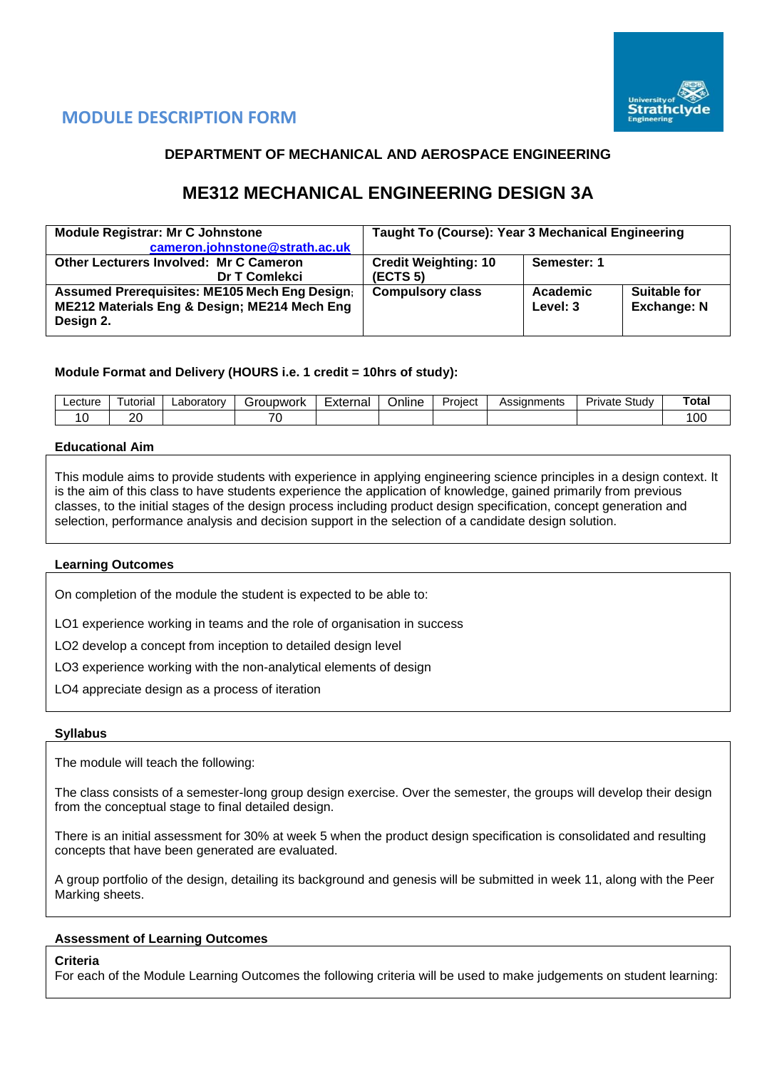## MODULE DESCRIPTION FORM

### DEPARTMENT OF MECHANICAL AND AEROSPACE ENGINEERING

# ME312 MECHANICAL ENGINEERING DESIGN 3A

| **Module Registrar: Mr C Johnstone** cameron.johnstone@strath.ac.uk | **Taught To (Course): Year 3 Mechanical Engineering** | | |
|---|---|---|---|
| **Other Lecturers Involved: Mr C Cameron Dr T Comlekci** | **Credit Weighting: 10 (ECTS 5)** | **Semester: 1** | |
| **Assumed Prerequisites: ME105 Mech Eng Design; ME212 Materials Eng & Design; ME214 Mech Eng Design 2.** | **Compulsory class** | **Academic Level: 3** | **Suitable for Exchange: N** |

**Module Format and Delivery (HOURS i.e. 1 credit = 10hrs of study):**

| Lecture | Tutorial | Laboratory | Groupwork | External | Online | Project | Assignments | Private Study | **Total** |
|---|---|---|---|---|---|---|---|---|---|
| 10 | 20 | | 70 | | | | | | 100 |

**Educational Aim**

This module aims to provide students with experience in applying engineering science principles in a design context. It is the aim of this class to have students experience the application of knowledge, gained primarily from previous classes, to the initial stages of the design process including product design specification, concept generation and selection, performance analysis and decision support in the selection of a candidate design solution.

**Learning Outcomes**

On completion of the module the student is expected to be able to:

LO1 experience working in teams and the role of organisation in success

LO2 develop a concept from inception to detailed design level

LO3 experience working with the non-analytical elements of design

LO4 appreciate design as a process of iteration

**Syllabus**

The module will teach the following:

The class consists of a semester-long group design exercise. Over the semester, the groups will develop their design from the conceptual stage to final detailed design.

There is an initial assessment for 30% at week 5 when the product design specification is consolidated and resulting concepts that have been generated are evaluated.

A group portfolio of the design, detailing its background and genesis will be submitted in week 11, along with the Peer Marking sheets.

**Assessment of Learning Outcomes**

**Criteria**
For each of the Module Learning Outcomes the following criteria will be used to make judgements on student learning: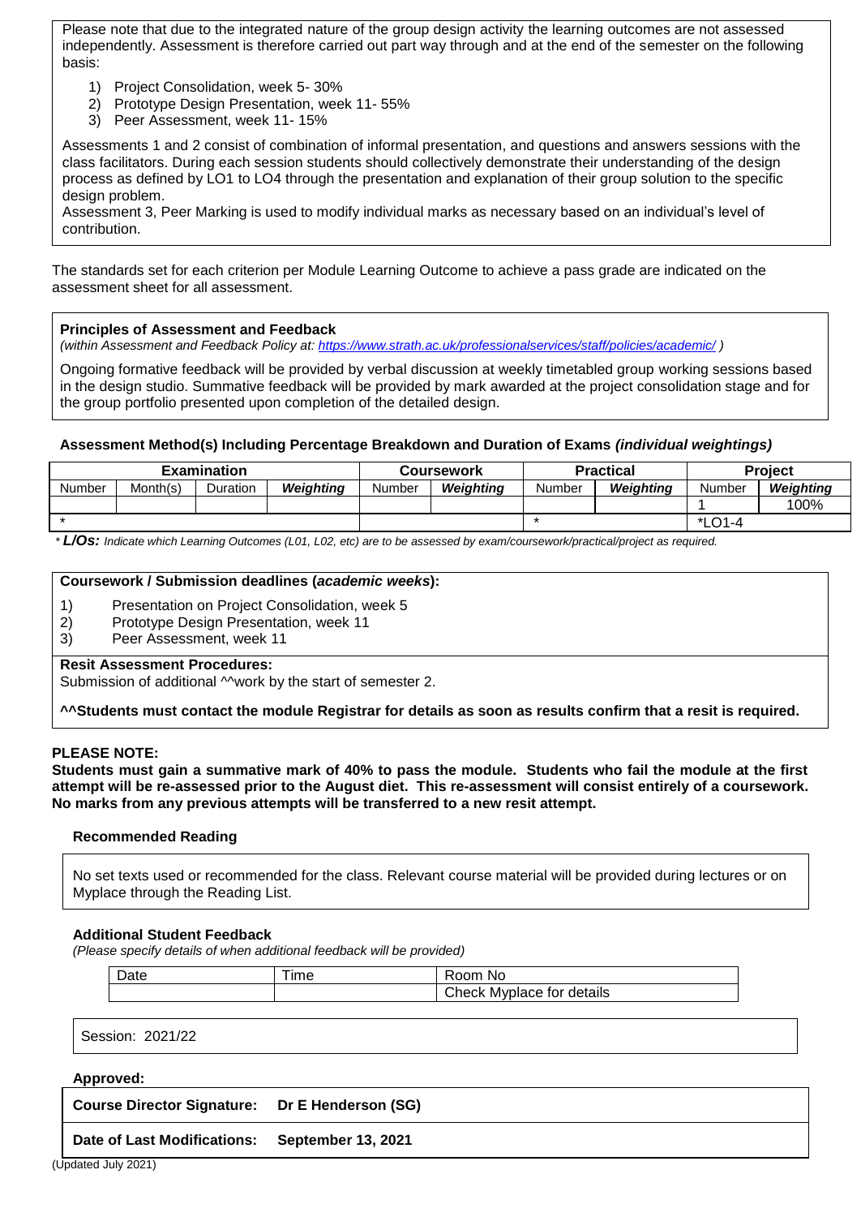Please note that due to the integrated nature of the group design activity the learning outcomes are not assessed independently. Assessment is therefore carried out part way through and at the end of the semester on the following basis:

1) Project Consolidation, week 5- 30%
2) Prototype Design Presentation, week 11- 55%
3) Peer Assessment, week 11- 15%

Assessments 1 and 2 consist of combination of informal presentation, and questions and answers sessions with the class facilitators. During each session students should collectively demonstrate their understanding of the design process as defined by LO1 to LO4 through the presentation and explanation of their group solution to the specific design problem.
Assessment 3, Peer Marking is used to modify individual marks as necessary based on an individual's level of contribution.

The standards set for each criterion per Module Learning Outcome to achieve a pass grade are indicated on the assessment sheet for all assessment.

**Principles of Assessment and Feedback**
*(within Assessment and Feedback Policy at: https://www.strath.ac.uk/professionalservices/staff/policies/academic/ )*

Ongoing formative feedback will be provided by verbal discussion at weekly timetabled group working sessions based in the design studio. Summative feedback will be provided by mark awarded at the project consolidation stage and for the group portfolio presented upon completion of the detailed design.

**Assessment Method(s) Including Percentage Breakdown and Duration of Exams *(individual weightings)***

| Examination | | | | Coursework | | Practical | | Project | |
|---|---|---|---|---|---|---|---|---|---|
| Number | Month(s) | Duration | ***Weighting*** | Number | ***Weighting*** | Number | ***Weighting*** | Number | ***Weighting*** |
| | | | | | | | | 1 | 100% |
| * | | | | | | * | | *LO1-4 | |

* ***L/Os:*** *Indicate which Learning Outcomes (L01, L02, etc) are to be assessed by exam/coursework/practical/project as required.*

**Coursework / Submission deadlines (*academic weeks*):**

1) Presentation on Project Consolidation, week 5
2) Prototype Design Presentation, week 11
3) Peer Assessment, week 11

**Resit Assessment Procedures:**
Submission of additional ^^work by the start of semester 2.

**^^Students must contact the module Registrar for details as soon as results confirm that a resit is required.**

**PLEASE NOTE:**
**Students must gain a summative mark of 40% to pass the module. Students who fail the module at the first attempt will be re-assessed prior to the August diet. This re-assessment will consist entirely of a coursework. No marks from any previous attempts will be transferred to a new resit attempt.**

**Recommended Reading**

No set texts used or recommended for the class. Relevant course material will be provided during lectures or on Myplace through the Reading List.

**Additional Student Feedback**
*(Please specify details of when additional feedback will be provided)*

| Date | Time | Room No |
|---|---|---|
| | | Check Myplace for details |

Session: 2021/22

**Approved:**

| | |
|---|---|
| **Course Director Signature:** | **Dr E Henderson (SG)** |
| **Date of Last Modifications:** | **September 13, 2021** |

(Updated July 2021)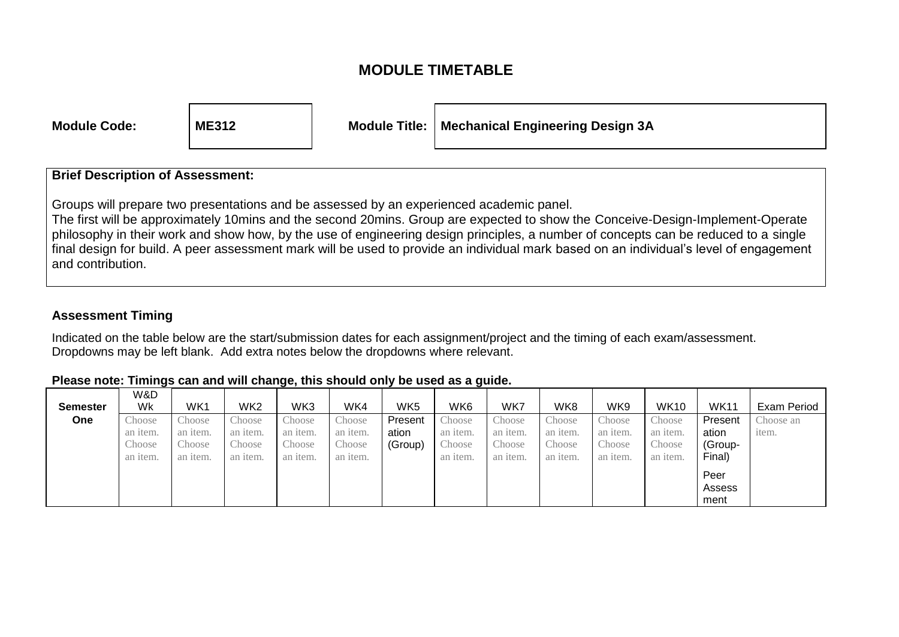# MODULE TIMETABLE

| | | | |
|---|---|---|---|
| **Module Code:** | **ME312** | **Module Title:** | **Mechanical Engineering Design 3A** |

**Brief Description of Assessment:**

Groups will prepare two presentations and be assessed by an experienced academic panel.
The first will be approximately 10mins and the second 20mins. Group are expected to show the Conceive-Design-Implement-Operate philosophy in their work and show how, by the use of engineering design principles, a number of concepts can be reduced to a single final design for build. A peer assessment mark will be used to provide an individual mark based on an individual's level of engagement and contribution.

**Assessment Timing**

Indicated on the table below are the start/submission dates for each assignment/project and the timing of each exam/assessment. Dropdowns may be left blank. Add extra notes below the dropdowns where relevant.

**Please note: Timings can and will change, this should only be used as a guide.**

| Semester | W&D Wk | WK1 | WK2 | WK3 | WK4 | WK5 | WK6 | WK7 | WK8 | WK9 | WK10 | WK11 | Exam Period |
|---|---|---|---|---|---|---|---|---|---|---|---|---|---|
| **One** | Choose an item. Choose an item. | Choose an item. Choose an item. | Choose an item. Choose an item. | Choose an item. Choose an item. | Choose an item. Choose an item. | Presentation (Group) | Choose an item. Choose an item. | Choose an item. Choose an item. | Choose an item. Choose an item. | Choose an item. Choose an item. | Choose an item. Choose an item. | Presentation (Group-Final) Peer Assessment | Choose an item. |